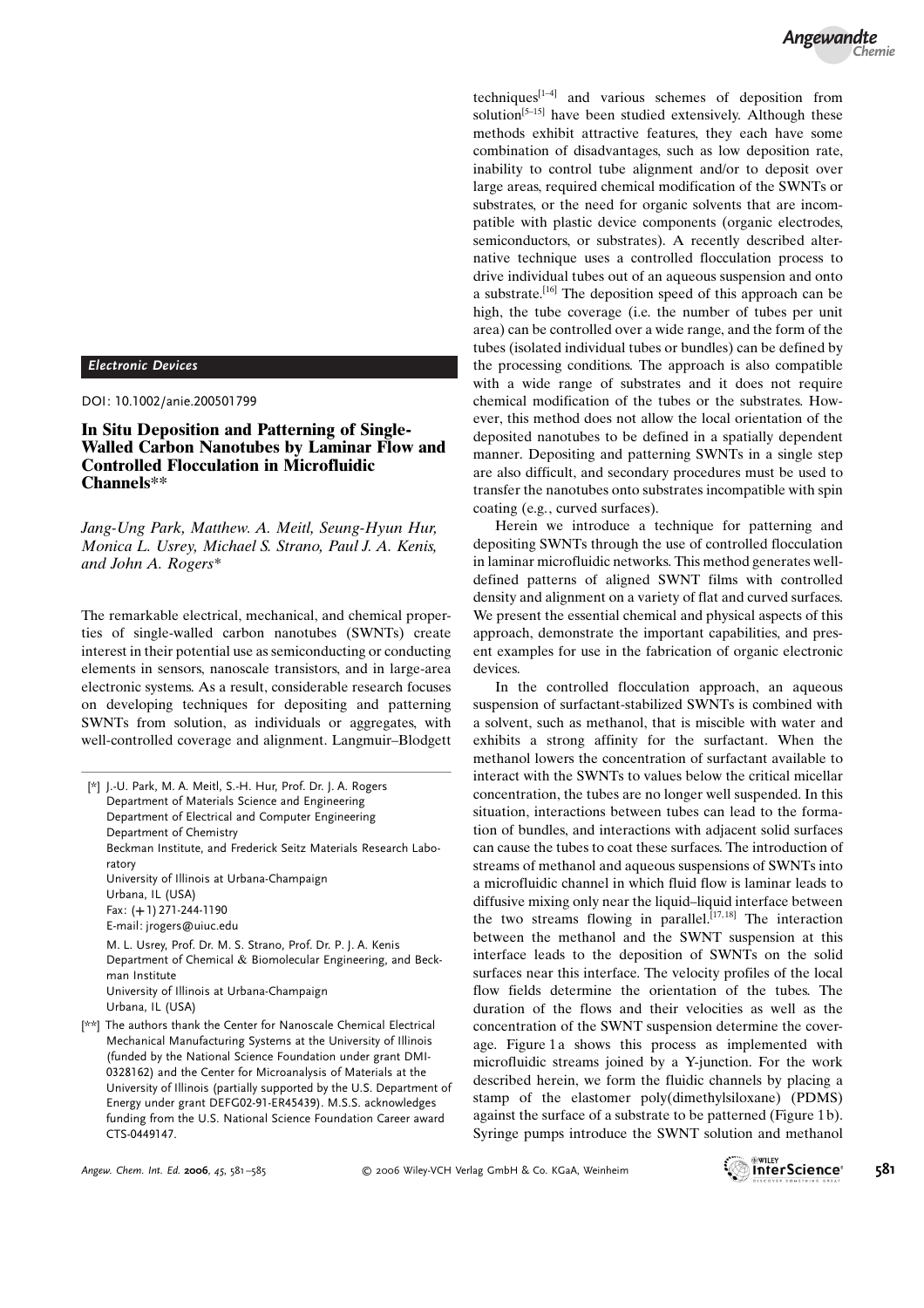*Electronic Devices*

DOI: 10.1002/anie.200501799

# In Situ Deposition and Patterning of Single-Walled Carbon Nanotubes by Laminar Flow and Controlled Flocculation in Microfluidic Channels**

*Jang-Ung Park, Matthew. A. Meitl, Seung-Hyun Hur, Monica L. Usrey, Michael S. Strano, Paul J. A. Kenis, and John A. Rogers**

The remarkable electrical, mechanical, and chemical properties of single-walled carbon nanotubes (SWNTs) create interest in their potential use as semiconducting or conducting elements in sensors, nanoscale transistors, and in large-area electronic systems. As a result, considerable research focuses on developing techniques for depositing and patterning SWNTs from solution, as individuals or aggregates, with well-controlled coverage and alignment. Langmuir–Blodgett techniques[1–4] and various schemes of deposition from solution[5–15] have been studied extensively. Although these methods exhibit attractive features, they each have some combination of disadvantages, such as low deposition rate, inability to control tube alignment and/or to deposit over large areas, required chemical modification of the SWNTs or substrates, or the need for organic solvents that are incompatible with plastic device components (organic electrodes, semiconductors, or substrates). A recently described alternative technique uses a controlled flocculation process to drive individual tubes out of an aqueous suspension and onto a substrate.[16] The deposition speed of this approach can be high, the tube coverage (i.e. the number of tubes per unit area) can be controlled over a wide range, and the form of the tubes (isolated individual tubes or bundles) can be defined by the processing conditions. The approach is also compatible with a wide range of substrates and it does not require chemical modification of the tubes or the substrates. However, this method does not allow the local orientation of the deposited nanotubes to be defined in a spatially dependent manner. Depositing and patterning SWNTs in a single step are also difficult, and secondary procedures must be used to transfer the nanotubes onto substrates incompatible with spin coating (e.g., curved surfaces).

Herein we introduce a technique for patterning and depositing SWNTs through the use of controlled flocculation in laminar microfluidic networks. This method generates well-defined patterns of aligned SWNT films with controlled density and alignment on a variety of flat and curved surfaces. We present the essential chemical and physical aspects of this approach, demonstrate the important capabilities, and present examples for use in the fabrication of organic electronic devices.

In the controlled flocculation approach, an aqueous suspension of surfactant-stabilized SWNTs is combined with a solvent, such as methanol, that is miscible with water and exhibits a strong affinity for the surfactant. When the methanol lowers the concentration of surfactant available to interact with the SWNTs to values below the critical micellar concentration, the tubes are no longer well suspended. In this situation, interactions between tubes can lead to the formation of bundles, and interactions with adjacent solid surfaces can cause the tubes to coat these surfaces. The introduction of streams of methanol and aqueous suspensions of SWNTs into a microfluidic channel in which fluid flow is laminar leads to diffusive mixing only near the liquid–liquid interface between the two streams flowing in parallel.[17,18] The interaction between the methanol and the SWNT suspension at this interface leads to the deposition of SWNTs on the solid surfaces near this interface. The velocity profiles of the local flow fields determine the orientation of the tubes. The duration of the flows and their velocities as well as the concentration of the SWNT suspension determine the coverage. Figure 1a shows this process as implemented with microfluidic streams joined by a Y-junction. For the work described herein, we form the fluidic channels by placing a stamp of the elastomer poly(dimethylsiloxane) (PDMS) against the surface of a substrate to be patterned (Figure 1b). Syringe pumps introduce the SWNT solution and methanol

[*] J.-U. Park, M. A. Meitl, S.-H. Hur, Prof. Dr. J. A. Rogers
Department of Materials Science and Engineering
Department of Electrical and Computer Engineering
Department of Chemistry
Beckman Institute, and Frederick Seitz Materials Research Laboratory
University of Illinois at Urbana-Champaign
Urbana, IL (USA)
Fax: (+1) 271-244-1190
E-mail: jrogers@uiuc.edu

M. L. Usrey, Prof. Dr. M. S. Strano, Prof. Dr. P. J. A. Kenis
Department of Chemical & Biomolecular Engineering, and Beckman Institute
University of Illinois at Urbana-Champaign
Urbana, IL (USA)

[**] The authors thank the Center for Nanoscale Chemical Electrical Mechanical Manufacturing Systems at the University of Illinois (funded by the National Science Foundation under grant DMI-0328162) and the Center for Microanalysis of Materials at the University of Illinois (partially supported by the U.S. Department of Energy under grant DEFG02-91-ER45439). M.S.S. acknowledges funding from the U.S. National Science Foundation Career award CTS-0449147.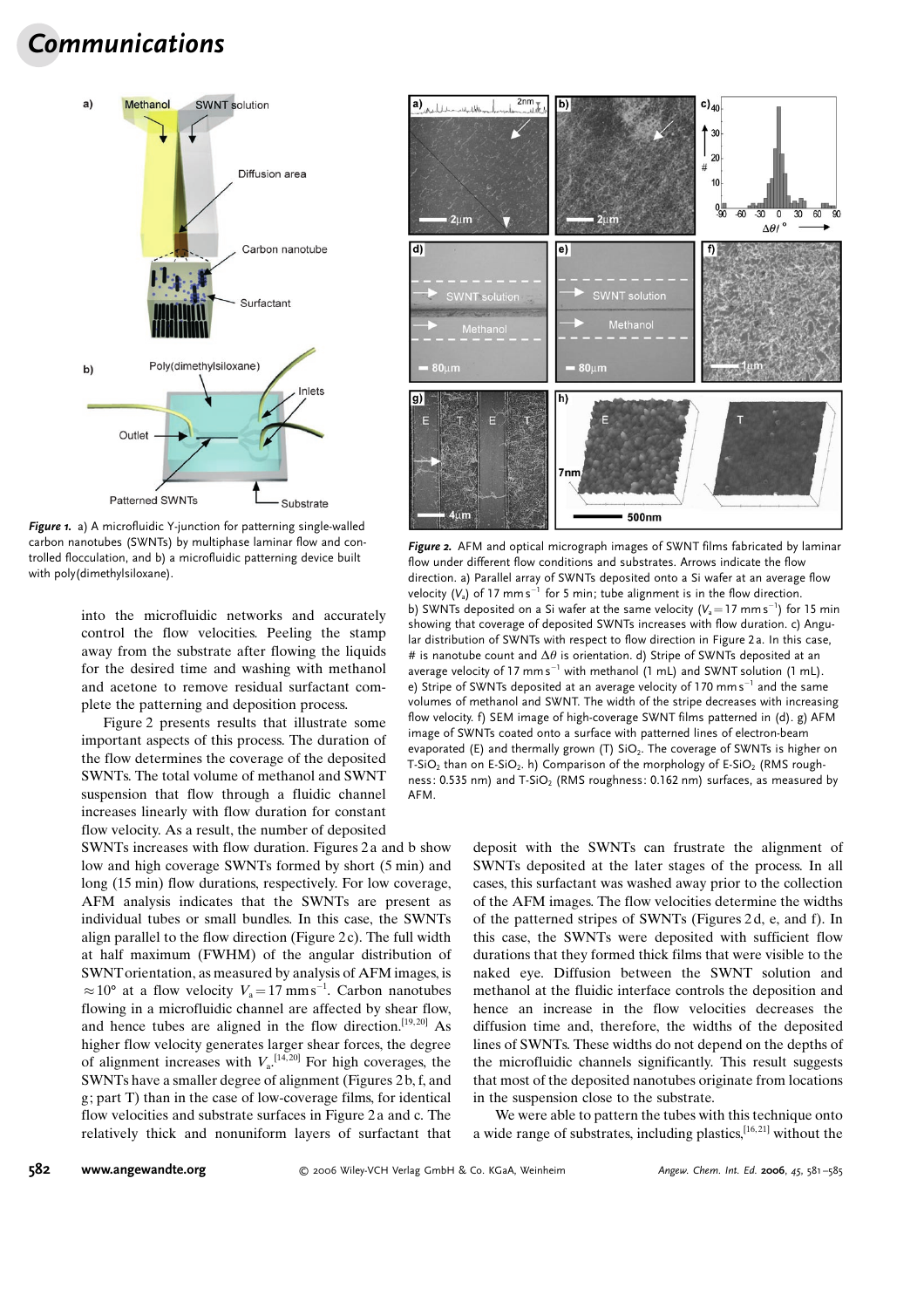*Figure 1.* a) A microfluidic Y-junction for patterning single-walled carbon nanotubes (SWNTs) by multiphase laminar flow and controlled flocculation, and b) a microfluidic patterning device built with poly(dimethylsiloxane).

*Figure 2.* AFM and optical micrograph images of SWNT films fabricated by laminar flow under different flow conditions and substrates. Arrows indicate the flow direction. a) Parallel array of SWNTs deposited onto a Si wafer at an average flow velocity ($V_a$) of 17 mm s$^{-1}$ for 5 min; tube alignment is in the flow direction. b) SWNTs deposited on a Si wafer at the same velocity ($V_a$ = 17 mm s$^{-1}$) for 15 min showing that coverage of deposited SWNTs increases with flow duration. c) Angular distribution of SWNTs with respect to flow direction in Figure 2a. In this case, # is nanotube count and $\Delta\theta$ is orientation. d) Stripe of SWNTs deposited at an average velocity of 17 mm s$^{-1}$ with methanol (1 mL) and SWNT solution (1 mL). e) Stripe of SWNTs deposited at an average velocity of 170 mm s$^{-1}$ and the same volumes of methanol and SWNT. The width of the stripe decreases with increasing flow velocity. f) SEM image of high-coverage SWNT films patterned in (d). g) AFM image of SWNTs coated onto a surface with patterned lines of electron-beam evaporated (E) and thermally grown (T) $SiO_2$. The coverage of SWNTs is higher on T-$SiO_2$ than on E-$SiO_2$. h) Comparison of the morphology of E-$SiO_2$ (RMS roughness: 0.535 nm) and T-$SiO_2$ (RMS roughness: 0.162 nm) surfaces, as measured by AFM.

into the microfluidic networks and accurately control the flow velocities. Peeling the stamp away from the substrate after flowing the liquids for the desired time and washing with methanol and acetone to remove residual surfactant complete the patterning and deposition process.

Figure 2 presents results that illustrate some important aspects of this process. The duration of the flow determines the coverage of the deposited SWNTs. The total volume of methanol and SWNT suspension that flow through a fluidic channel increases linearly with flow duration for constant flow velocity. As a result, the number of deposited SWNTs increases with flow duration. Figures 2a and b show low and high coverage SWNTs formed by short (5 min) and long (15 min) flow durations, respectively. For low coverage, AFM analysis indicates that the SWNTs are present as individual tubes or small bundles. In this case, the SWNTs align parallel to the flow direction (Figure 2c). The full width at half maximum (FWHM) of the angular distribution of SWNT orientation, as measured by analysis of AFM images, is $\approx 10°$ at a flow velocity $V_a = 17$ mm s$^{-1}$. Carbon nanotubes flowing in a microfluidic channel are affected by shear flow, and hence tubes are aligned in the flow direction.[19,20] As higher flow velocity generates larger shear forces, the degree of alignment increases with $V_a$.[14,20] For high coverages, the SWNTs have a smaller degree of alignment (Figures 2b, f, and g; part T) than in the case of low-coverage films, for identical flow velocities and substrate surfaces in Figure 2a and c. The relatively thick and nonuniform layers of surfactant that deposit with the SWNTs can frustrate the alignment of SWNTs deposited at the later stages of the process. In all cases, this surfactant was washed away prior to the collection of the AFM images. The flow velocities determine the widths of the patterned stripes of SWNTs (Figures 2d, e, and f). In this case, the SWNTs were deposited with sufficient flow durations that they formed thick films that were visible to the naked eye. Diffusion between the SWNT solution and methanol at the fluidic interface controls the deposition and hence an increase in the flow velocities decreases the diffusion time and, therefore, the widths of the deposited lines of SWNTs. These widths do not depend on the depths of the microfluidic channels significantly. This result suggests that most of the deposited nanotubes originate from locations in the suspension close to the substrate.

We were able to pattern the tubes with this technique onto a wide range of substrates, including plastics,[16,21] without the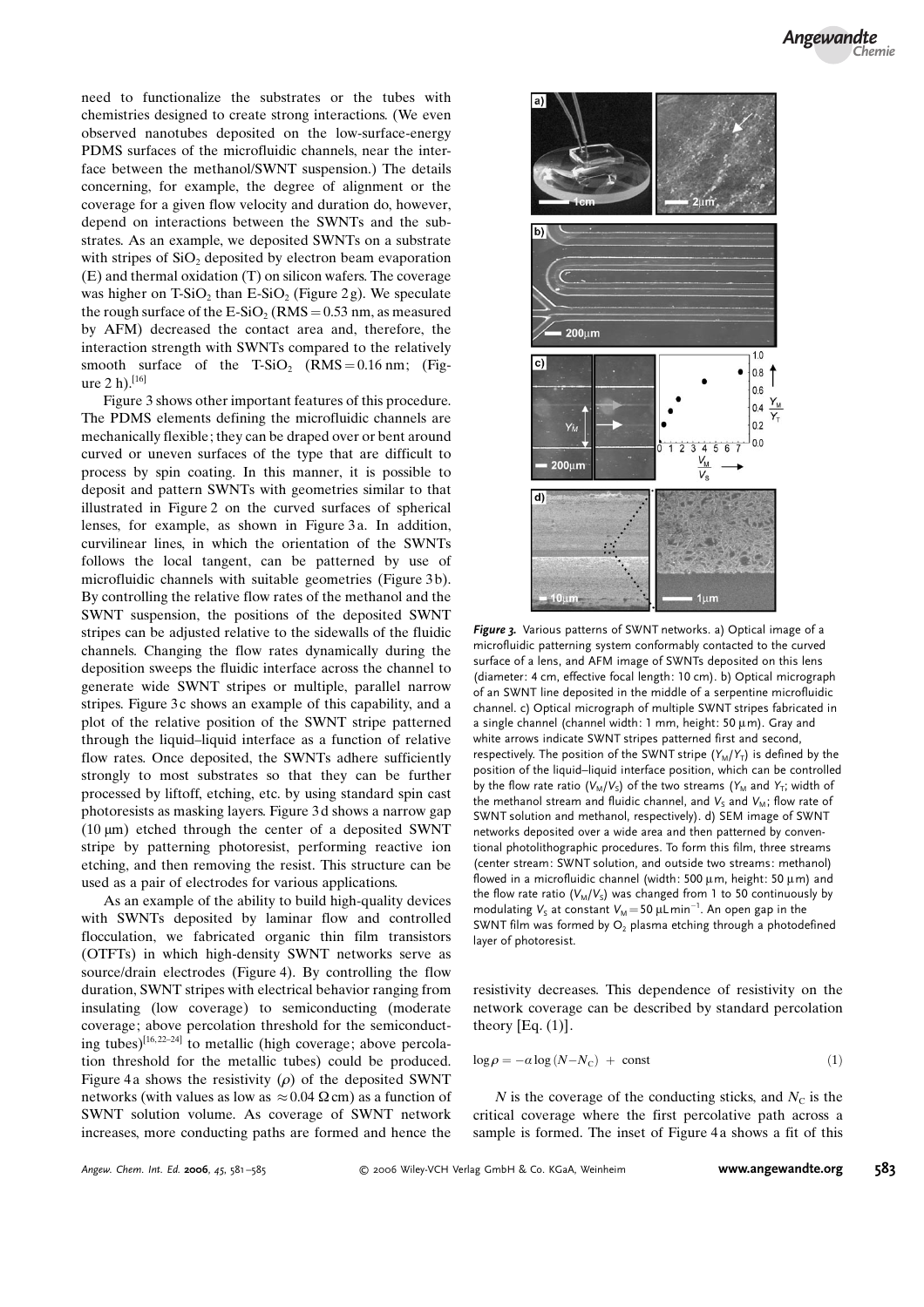need to functionalize the substrates or the tubes with chemistries designed to create strong interactions. (We even observed nanotubes deposited on the low-surface-energy PDMS surfaces of the microfluidic channels, near the interface between the methanol/SWNT suspension.) The details concerning, for example, the degree of alignment or the coverage for a given flow velocity and duration do, however, depend on interactions between the SWNTs and the substrates. As an example, we deposited SWNTs on a substrate with stripes of $SiO_2$ deposited by electron beam evaporation (E) and thermal oxidation (T) on silicon wafers. The coverage was higher on T-$SiO_2$ than E-$SiO_2$ (Figure 2 g). We speculate the rough surface of the E-$SiO_2$ (RMS = 0.53 nm, as measured by AFM) decreased the contact area and, therefore, the interaction strength with SWNTs compared to the relatively smooth surface of the T-$SiO_2$ (RMS = 0.16 nm; (Figure 2 h).[16]

Figure 3 shows other important features of this procedure. The PDMS elements defining the microfluidic channels are mechanically flexible; they can be draped over or bent around curved or uneven surfaces of the type that are difficult to process by spin coating. In this manner, it is possible to deposit and pattern SWNTs with geometries similar to that illustrated in Figure 2 on the curved surfaces of spherical lenses, for example, as shown in Figure 3 a. In addition, curvilinear lines, in which the orientation of the SWNTs follows the local tangent, can be patterned by use of microfluidic channels with suitable geometries (Figure 3 b). By controlling the relative flow rates of the methanol and the SWNT suspension, the positions of the deposited SWNT stripes can be adjusted relative to the sidewalls of the fluidic channels. Changing the flow rates dynamically during the deposition sweeps the fluidic interface across the channel to generate wide SWNT stripes or multiple, parallel narrow stripes. Figure 3 c shows an example of this capability, and a plot of the relative position of the SWNT stripe patterned through the liquid–liquid interface as a function of relative flow rates. Once deposited, the SWNTs adhere sufficiently strongly to most substrates so that they can be further processed by liftoff, etching, etc. by using standard spin cast photoresists as masking layers. Figure 3 d shows a narrow gap (10 μm) etched through the center of a deposited SWNT stripe by patterning photoresist, performing reactive ion etching, and then removing the resist. This structure can be used as a pair of electrodes for various applications.

As an example of the ability to build high-quality devices with SWNTs deposited by laminar flow and controlled flocculation, we fabricated organic thin film transistors (OTFTs) in which high-density SWNT networks serve as source/drain electrodes (Figure 4). By controlling the flow duration, SWNT stripes with electrical behavior ranging from insulating (low coverage) to semiconducting (moderate coverage; above percolation threshold for the semiconducting tubes)[16,22–24] to metallic (high coverage; above percolation threshold for the metallic tubes) could be produced. Figure 4 a shows the resistivity ($\rho$) of the deposited SWNT networks (with values as low as $\approx 0.04\ \Omega$ cm) as a function of SWNT solution volume. As coverage of SWNT network increases, more conducting paths are formed and hence the resistivity decreases. This dependence of resistivity on the network coverage can be described by standard percolation theory [Eq. (1)].

$$\log \rho = -\alpha \log (N - N_C) + \text{const} \tag{1}$$

$N$ is the coverage of the conducting sticks, and $N_C$ is the critical coverage where the first percolative path across a sample is formed. The inset of Figure 4 a shows a fit of this

**Figure 3.** Various patterns of SWNT networks. a) Optical image of a microfluidic patterning system conformably contacted to the curved surface of a lens, and AFM image of SWNTs deposited on this lens (diameter: 4 cm, effective focal length: 10 cm). b) Optical micrograph of an SWNT line deposited in the middle of a serpentine microfluidic channel. c) Optical micrograph of multiple SWNT stripes fabricated in a single channel (channel width: 1 mm, height: 50 μm). Gray and white arrows indicate SWNT stripes patterned first and second, respectively. The position of the SWNT stripe ($Y_M/Y_T$) is defined by the position of the liquid–liquid interface position, which can be controlled by the flow rate ratio ($V_M/V_S$) of the two streams ($Y_M$ and $Y_T$; width of the methanol stream and fluidic channel, and $V_S$ and $V_M$; flow rate of SWNT solution and methanol, respectively). d) SEM image of SWNT networks deposited over a wide area and then patterned by conventional photolithographic procedures. To form this film, three streams (center stream: SWNT solution, and outside two streams: methanol) flowed in a microfluidic channel (width: 500 μm, height: 50 μm) and the flow rate ratio ($V_M/V_S$) was changed from 1 to 50 continuously by modulating $V_S$ at constant $V_M$ = 50 μL min$^{-1}$. An open gap in the SWNT film was formed by $O_2$ plasma etching through a photodefined layer of photoresist.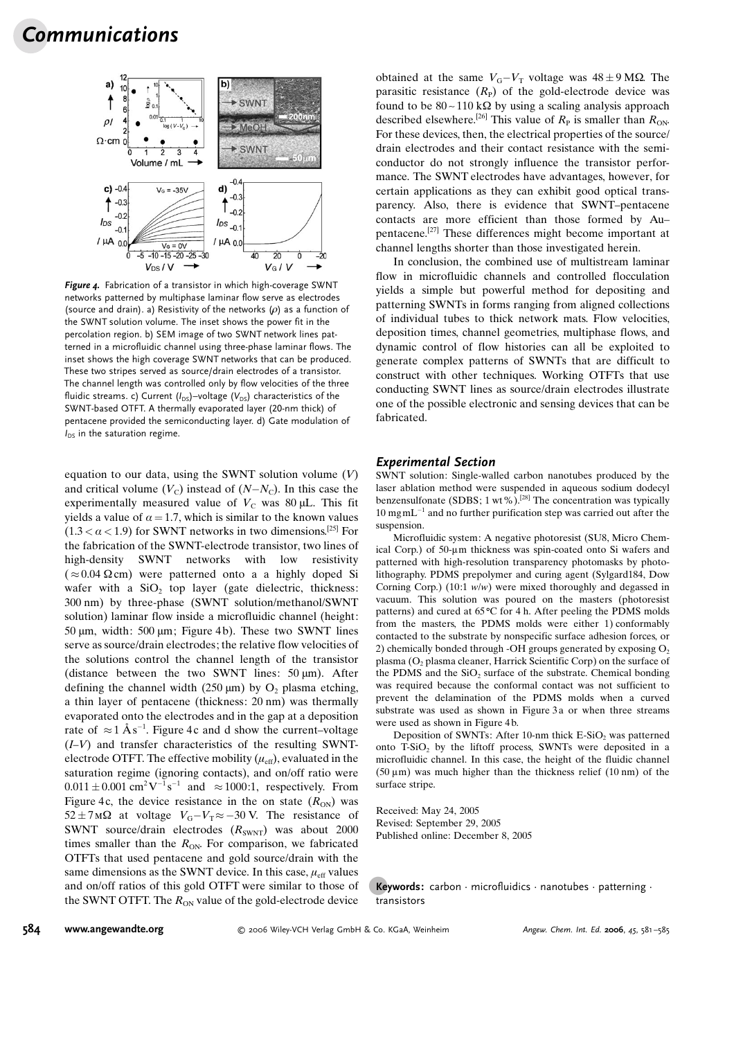Figure 4. Fabrication of a transistor in which high-coverage SWNT networks patterned by multiphase laminar flow serve as electrodes (source and drain). a) Resistivity of the networks ($\rho$) as a function of the SWNT solution volume. The inset shows the power fit in the percolation region. b) SEM image of two SWNT network lines patterned in a microfluidic channel using three-phase laminar flows. The inset shows the high coverage SWNT networks that can be produced. These two stripes served as source/drain electrodes of a transistor. The channel length was controlled only by flow velocities of the three fluidic streams. c) Current ($I_{DS}$)–voltage ($V_{DS}$) characteristics of the SWNT-based OTFT. A thermally evaporated layer (20-nm thick) of pentacene provided the semiconducting layer. d) Gate modulation of $I_{DS}$ in the saturation regime.

equation to our data, using the SWNT solution volume ($V$) and critical volume ($V_C$) instead of ($N-N_C$). In this case the experimentally measured value of $V_C$ was 80 µL. This fit yields a value of $\alpha = 1.7$, which is similar to the known values ($1.3 < \alpha < 1.9$) for SWNT networks in two dimensions.[25] For the fabrication of the SWNT-electrode transistor, two lines of high-density SWNT networks with low resistivity ($\approx 0.04\ \Omega$cm) were patterned onto a a highly doped Si wafer with a $SiO_2$ top layer (gate dielectric, thickness: 300 nm) by three-phase (SWNT solution/methanol/SWNT solution) laminar flow inside a microfluidic channel (height: 50 µm, width: 500 µm; Figure 4b). These two SWNT lines serve as source/drain electrodes; the relative flow velocities of the solutions control the channel length of the transistor (distance between the two SWNT lines: 50 µm). After defining the channel width (250 µm) by $O_2$ plasma etching, a thin layer of pentacene (thickness: 20 nm) was thermally evaporated onto the electrodes and in the gap at a deposition rate of $\approx 1$ Å s$^{-1}$. Figure 4c and d show the current–voltage ($I$–$V$) and transfer characteristics of the resulting SWNT-electrode OTFT. The effective mobility ($\mu_{eff}$), evaluated in the saturation regime (ignoring contacts), and on/off ratio were $0.011 \pm 0.001$ cm$^2$V$^{-1}$s$^{-1}$ and $\approx$1000:1, respectively. From Figure 4c, the device resistance in the on state ($R_{ON}$) was $52 \pm 7$ MΩ at voltage $V_G - V_T \approx -30$ V. The resistance of SWNT source/drain electrodes ($R_{SWNT}$) was about 2000 times smaller than the $R_{ON}$. For comparison, we fabricated OTFTs that used pentacene and gold source/drain with the same dimensions as the SWNT device. In this case, $\mu_{eff}$ values and on/off ratios of this gold OTFT were similar to those of the SWNT OTFT. The $R_{ON}$ value of the gold-electrode device obtained at the same $V_G - V_T$ voltage was $48 \pm 9$ MΩ. The parasitic resistance ($R_P$) of the gold-electrode device was found to be 80~110 kΩ by using a scaling analysis approach described elsewhere.[26] This value of $R_P$ is smaller than $R_{ON}$. For these devices, then, the electrical properties of the source/drain electrodes and their contact resistance with the semiconductor do not strongly influence the transistor performance. The SWNT electrodes have advantages, however, for certain applications as they can exhibit good optical transparency. Also, there is evidence that SWNT–pentacene contacts are more efficient than those formed by Au–pentacene.[27] These differences might become important at channel lengths shorter than those investigated herein.

In conclusion, the combined use of multistream laminar flow in microfluidic channels and controlled flocculation yields a simple but powerful method for depositing and patterning SWNTs in forms ranging from aligned collections of individual tubes to thick network mats. Flow velocities, deposition times, channel geometries, multiphase flows, and dynamic control of flow histories can all be exploited to generate complex patterns of SWNTs that are difficult to construct with other techniques. Working OTFTs that use conducting SWNT lines as source/drain electrodes illustrate one of the possible electronic and sensing devices that can be fabricated.

## Experimental Section

SWNT solution: Single-walled carbon nanotubes produced by the laser ablation method were suspended in aqueous sodium dodecyl benzensulfonate (SDBS; 1 wt%).[28] The concentration was typically 10 mg mL$^{-1}$ and no further purification step was carried out after the suspension.

Microfluidic system: A negative photoresist (SU8, Micro Chemical Corp.) of 50-µm thickness was spin-coated onto Si wafers and patterned with high-resolution transparency photomasks by photolithography. PDMS prepolymer and curing agent (Sylgard184, Dow Corning Corp.) (10:1 *w/w*) were mixed thoroughly and degassed in vacuum. This solution was poured on the masters (photoresist patterns) and cured at 65 °C for 4 h. After peeling the PDMS molds from the masters, the PDMS molds were either 1) conformably contacted to the substrate by nonspecific surface adhesion forces, or 2) chemically bonded through -OH groups generated by exposing $O_2$ plasma ($O_2$ plasma cleaner, Harrick Scientific Corp) on the surface of the PDMS and the $SiO_2$ surface of the substrate. Chemical bonding was required because the conformal contact was not sufficient to prevent the delamination of the PDMS molds when a curved substrate was used as shown in Figure 3a or when three streams were used as shown in Figure 4b.

Deposition of SWNTs: After 10-nm thick E-$SiO_2$ was patterned onto T-$SiO_2$ by the liftoff process, SWNTs were deposited in a microfluidic channel. In this case, the height of the fluidic channel (50 µm) was much higher than the thickness relief (10 nm) of the surface stripe.

Received: May 24, 2005
Revised: September 29, 2005
Published online: December 8, 2005

**Keywords:** carbon · microfluidics · nanotubes · patterning · transistors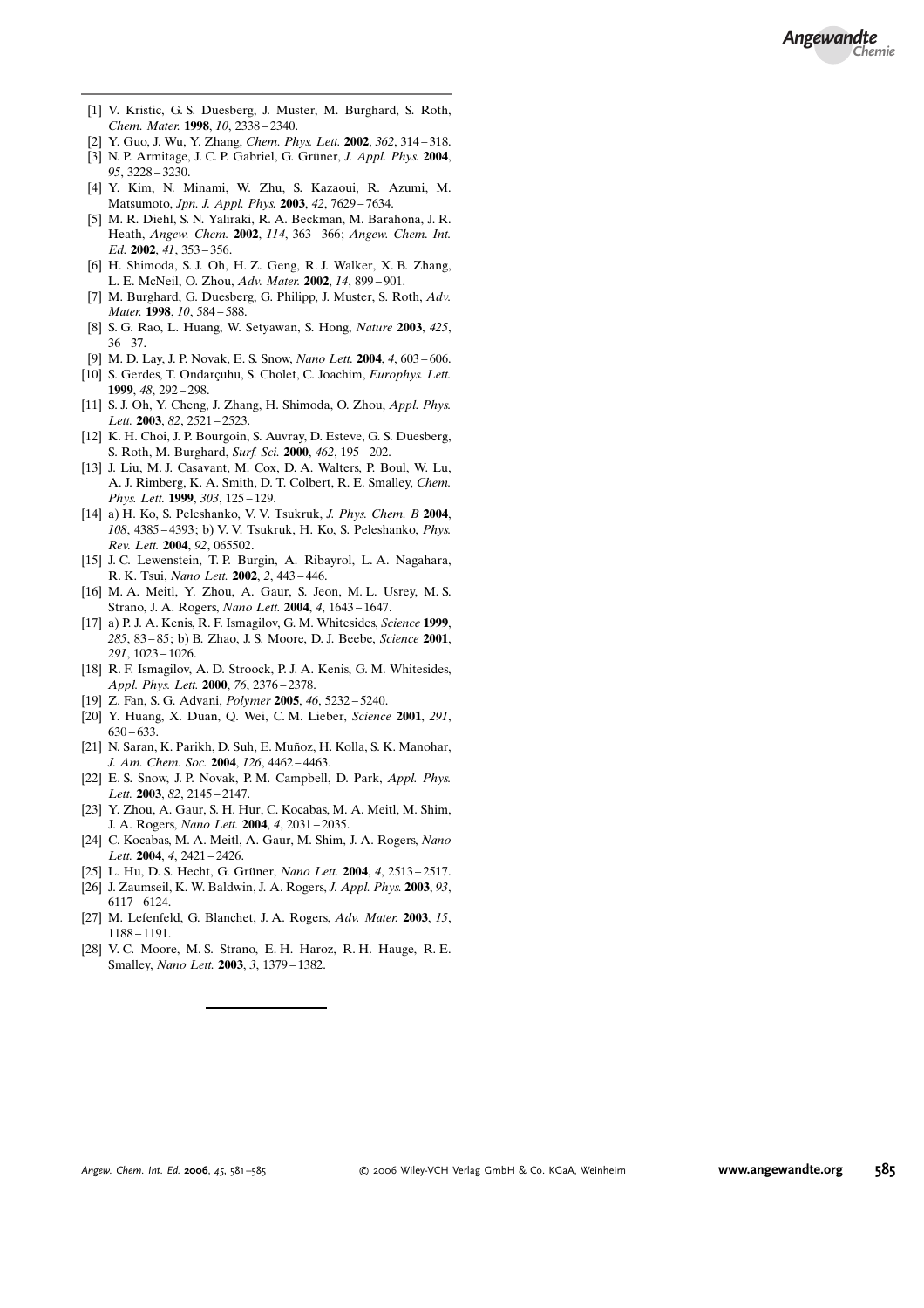[1] V. Kristic, G. S. Duesberg, J. Muster, M. Burghard, S. Roth, *Chem. Mater.* **1998**, *10*, 2338 – 2340.

[2] Y. Guo, J. Wu, Y. Zhang, *Chem. Phys. Lett.* **2002**, *362*, 314 – 318.

[3] N. P. Armitage, J. C. P. Gabriel, G. Grüner, *J. Appl. Phys.* **2004**, *95*, 3228 – 3230.

[4] Y. Kim, N. Minami, W. Zhu, S. Kazaoui, R. Azumi, M. Matsumoto, *Jpn. J. Appl. Phys.* **2003**, *42*, 7629 – 7634.

[5] M. R. Diehl, S. N. Yaliraki, R. A. Beckman, M. Barahona, J. R. Heath, *Angew. Chem.* **2002**, *114*, 363 – 366; *Angew. Chem. Int. Ed.* **2002**, *41*, 353 – 356.

[6] H. Shimoda, S. J. Oh, H. Z. Geng, R. J. Walker, X. B. Zhang, L. E. McNeil, O. Zhou, *Adv. Mater.* **2002**, *14*, 899 – 901.

[7] M. Burghard, G. Duesberg, G. Philipp, J. Muster, S. Roth, *Adv. Mater.* **1998**, *10*, 584 – 588.

[8] S. G. Rao, L. Huang, W. Setyawan, S. Hong, *Nature* **2003**, *425*, 36 – 37.

[9] M. D. Lay, J. P. Novak, E. S. Snow, *Nano Lett.* **2004**, *4*, 603 – 606.

[10] S. Gerdes, T. Ondarçuhu, S. Cholet, C. Joachim, *Europhys. Lett.* **1999**, *48*, 292 – 298.

[11] S. J. Oh, Y. Cheng, J. Zhang, H. Shimoda, O. Zhou, *Appl. Phys. Lett.* **2003**, *82*, 2521 – 2523.

[12] K. H. Choi, J. P. Bourgoin, S. Auvray, D. Esteve, G. S. Duesberg, S. Roth, M. Burghard, *Surf. Sci.* **2000**, *462*, 195 – 202.

[13] J. Liu, M. J. Casavant, M. Cox, D. A. Walters, P. Boul, W. Lu, A. J. Rimberg, K. A. Smith, D. T. Colbert, R. E. Smalley, *Chem. Phys. Lett.* **1999**, *303*, 125 – 129.

[14] a) H. Ko, S. Peleshanko, V. V. Tsukruk, *J. Phys. Chem. B* **2004**, *108*, 4385 – 4393; b) V. V. Tsukruk, H. Ko, S. Peleshanko, *Phys. Rev. Lett.* **2004**, *92*, 065502.

[15] J. C. Lewenstein, T. P. Burgin, A. Ribayrol, L. A. Nagahara, R. K. Tsui, *Nano Lett.* **2002**, *2*, 443 – 446.

[16] M. A. Meitl, Y. Zhou, A. Gaur, S. Jeon, M. L. Usrey, M. S. Strano, J. A. Rogers, *Nano Lett.* **2004**, *4*, 1643 – 1647.

[17] a) P. J. A. Kenis, R. F. Ismagilov, G. M. Whitesides, *Science* **1999**, *285*, 83 – 85; b) B. Zhao, J. S. Moore, D. J. Beebe, *Science* **2001**, *291*, 1023 – 1026.

[18] R. F. Ismagilov, A. D. Stroock, P. J. A. Kenis, G. M. Whitesides, *Appl. Phys. Lett.* **2000**, *76*, 2376 – 2378.

[19] Z. Fan, S. G. Advani, *Polymer* **2005**, *46*, 5232 – 5240.

[20] Y. Huang, X. Duan, Q. Wei, C. M. Lieber, *Science* **2001**, *291*, 630 – 633.

[21] N. Saran, K. Parikh, D. Suh, E. Muñoz, H. Kolla, S. K. Manohar, *J. Am. Chem. Soc.* **2004**, *126*, 4462 – 4463.

[22] E. S. Snow, J. P. Novak, P. M. Campbell, D. Park, *Appl. Phys. Lett.* **2003**, *82*, 2145 – 2147.

[23] Y. Zhou, A. Gaur, S. H. Hur, C. Kocabas, M. A. Meitl, M. Shim, J. A. Rogers, *Nano Lett.* **2004**, *4*, 2031 – 2035.

[24] C. Kocabas, M. A. Meitl, A. Gaur, M. Shim, J. A. Rogers, *Nano Lett.* **2004**, *4*, 2421 – 2426.

[25] L. Hu, D. S. Hecht, G. Grüner, *Nano Lett.* **2004**, *4*, 2513 – 2517.

[26] J. Zaumseil, K. W. Baldwin, J. A. Rogers, *J. Appl. Phys.* **2003**, *93*, 6117 – 6124.

[27] M. Lefenfeld, G. Blanchet, J. A. Rogers, *Adv. Mater.* **2003**, *15*, 1188 – 1191.

[28] V. C. Moore, M. S. Strano, E. H. Haroz, R. H. Hauge, R. E. Smalley, *Nano Lett.* **2003**, *3*, 1379 – 1382.